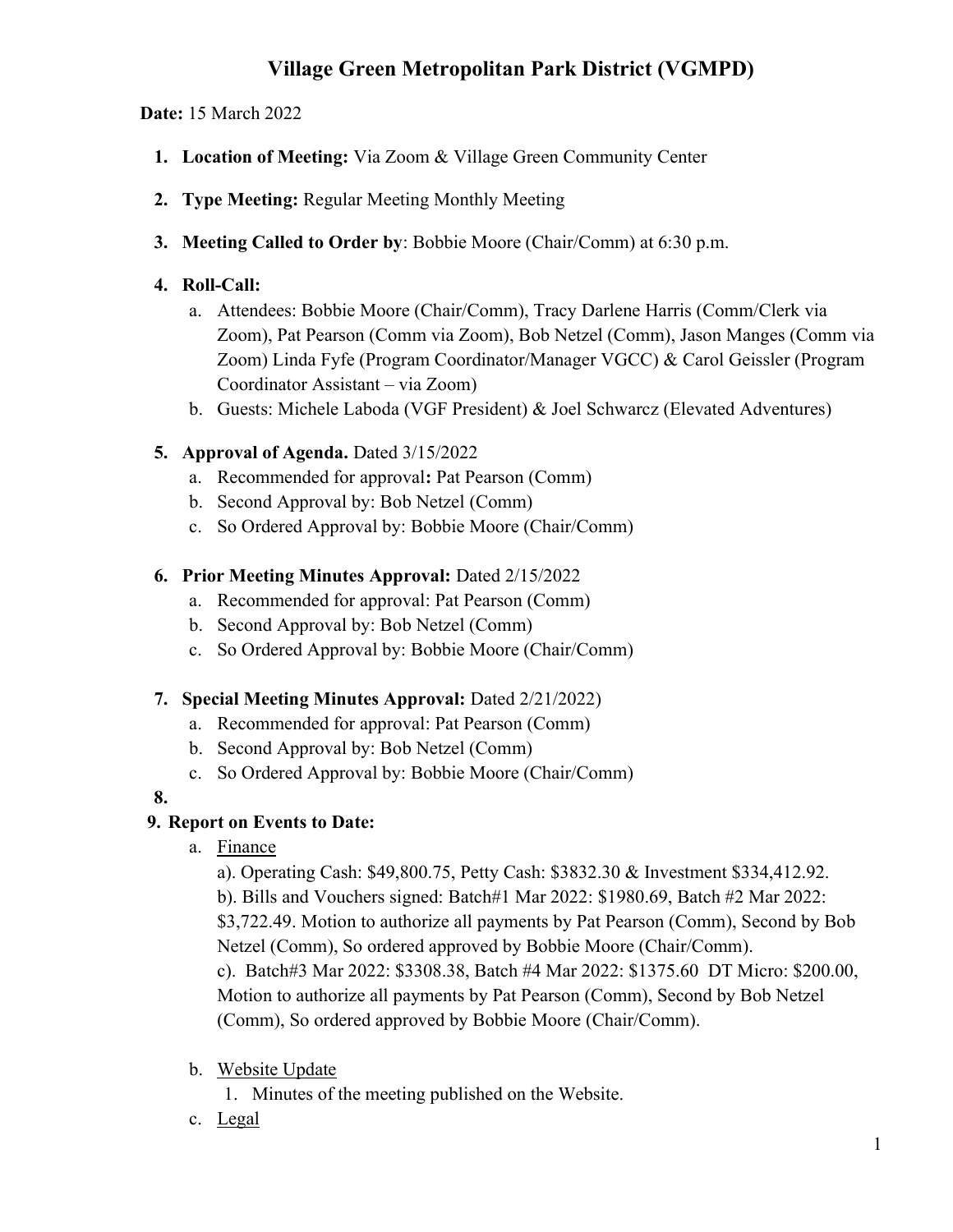# Village Green Metropolitan Park District (VGMPD)

**Date:** 15 March 2022

1. **Location of Meeting:** Via Zoom & Village Green Community Center
2. **Type Meeting:** Regular Meeting Monthly Meeting
3. **Meeting Called to Order by**: Bobbie Moore (Chair/Comm) at 6:30 p.m.
4. **Roll-Call:**
   a. Attendees: Bobbie Moore (Chair/Comm), Tracy Darlene Harris (Comm/Clerk via Zoom), Pat Pearson (Comm via Zoom), Bob Netzel (Comm), Jason Manges (Comm via Zoom) Linda Fyfe (Program Coordinator/Manager VGCC) & Carol Geissler (Program Coordinator Assistant – via Zoom)
   b. Guests: Michele Laboda (VGF President) & Joel Schwarcz (Elevated Adventures)
5. **Approval of Agenda.** Dated 3/15/2022
   a. Recommended for approval**:** Pat Pearson (Comm)
   b. Second Approval by: Bob Netzel (Comm)
   c. So Ordered Approval by: Bobbie Moore (Chair/Comm)
6. **Prior Meeting Minutes Approval:** Dated 2/15/2022
   a. Recommended for approval: Pat Pearson (Comm)
   b. Second Approval by: Bob Netzel (Comm)
   c. So Ordered Approval by: Bobbie Moore (Chair/Comm)
7. **Special Meeting Minutes Approval:** Dated 2/21/2022)
   a. Recommended for approval: Pat Pearson (Comm)
   b. Second Approval by: Bob Netzel (Comm)
   c. So Ordered Approval by: Bobbie Moore (Chair/Comm)
8. 
9. **Report on Events to Date:**
   a. Finance
      a). Operating Cash: $49,800.75, Petty Cash: $3832.30 & Investment $334,412.92.
      b). Bills and Vouchers signed: Batch#1 Mar 2022: $1980.69, Batch #2 Mar 2022: $3,722.49. Motion to authorize all payments by Pat Pearson (Comm), Second by Bob Netzel (Comm), So ordered approved by Bobbie Moore (Chair/Comm).
      c). Batch#3 Mar 2022: $3308.38, Batch #4 Mar 2022: $1375.60 DT Micro: $200.00, Motion to authorize all payments by Pat Pearson (Comm), Second by Bob Netzel (Comm), So ordered approved by Bobbie Moore (Chair/Comm).
   b. Website Update
      1. Minutes of the meeting published on the Website.
   c. Legal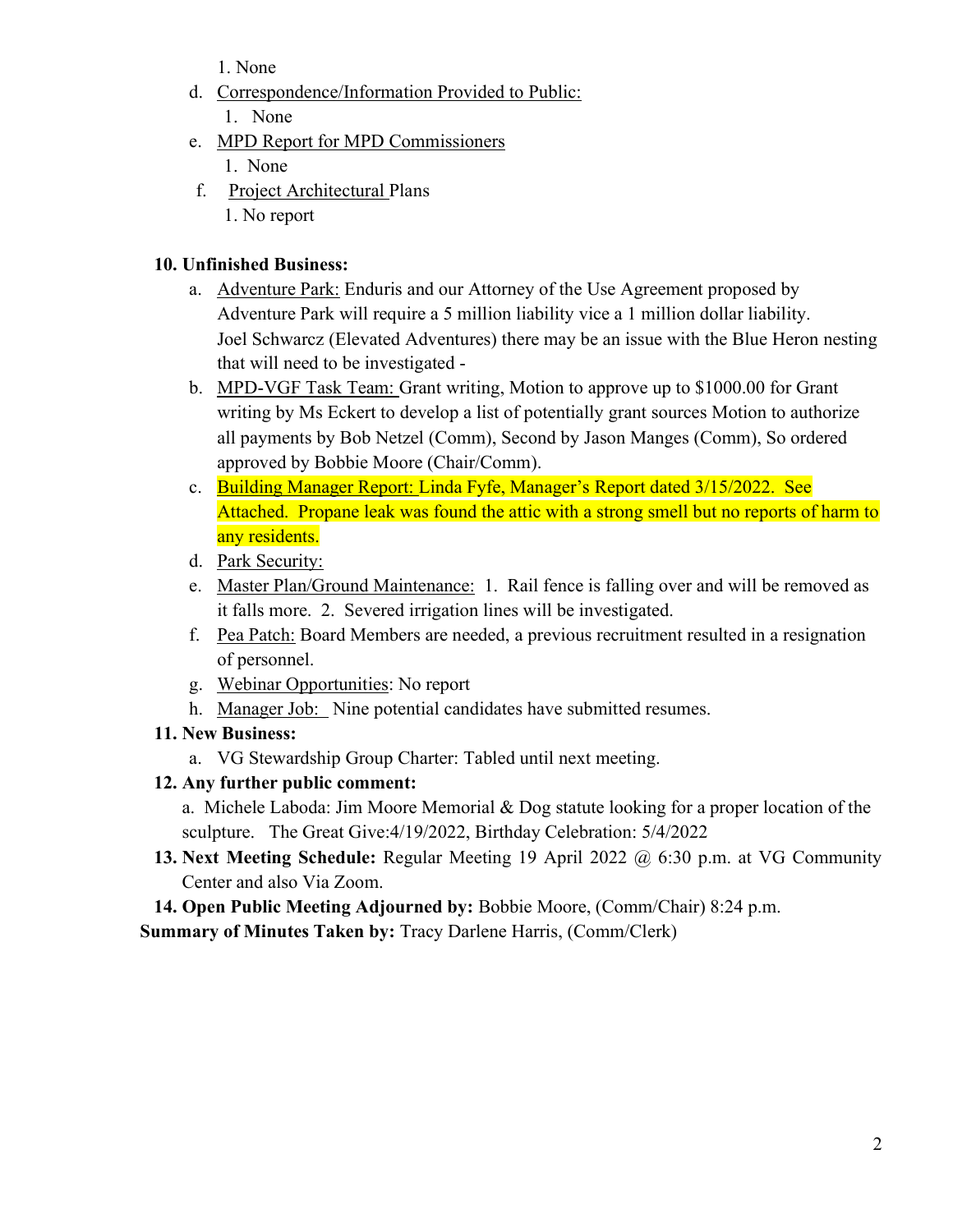1. None

d. Correspondence/Information Provided to Public:
   1. None

e. MPD Report for MPD Commissioners
   1. None

f. Project Architectural Plans
   1. No report

**10. Unfinished Business:**

a. Adventure Park: Enduris and our Attorney of the Use Agreement proposed by Adventure Park will require a 5 million liability vice a 1 million dollar liability. Joel Schwarcz (Elevated Adventures) there may be an issue with the Blue Heron nesting that will need to be investigated -

b. MPD-VGF Task Team: Grant writing, Motion to approve up to $1000.00 for Grant writing by Ms Eckert to develop a list of potentially grant sources Motion to authorize all payments by Bob Netzel (Comm), Second by Jason Manges (Comm), So ordered approved by Bobbie Moore (Chair/Comm).

c. Building Manager Report: Linda Fyfe, Manager's Report dated 3/15/2022. See Attached. Propane leak was found the attic with a strong smell but no reports of harm to any residents.

d. Park Security:

e. Master Plan/Ground Maintenance: 1. Rail fence is falling over and will be removed as it falls more. 2. Severed irrigation lines will be investigated.

f. Pea Patch: Board Members are needed, a previous recruitment resulted in a resignation of personnel.

g. Webinar Opportunities: No report

h. Manager Job: Nine potential candidates have submitted resumes.

**11. New Business:**

a. VG Stewardship Group Charter: Tabled until next meeting.

**12. Any further public comment:**

a. Michele Laboda: Jim Moore Memorial & Dog statute looking for a proper location of the sculpture. The Great Give:4/19/2022, Birthday Celebration: 5/4/2022

**13. Next Meeting Schedule:** Regular Meeting 19 April 2022 @ 6:30 p.m. at VG Community Center and also Via Zoom.

**14. Open Public Meeting Adjourned by:** Bobbie Moore, (Comm/Chair) 8:24 p.m.

**Summary of Minutes Taken by:** Tracy Darlene Harris, (Comm/Clerk)